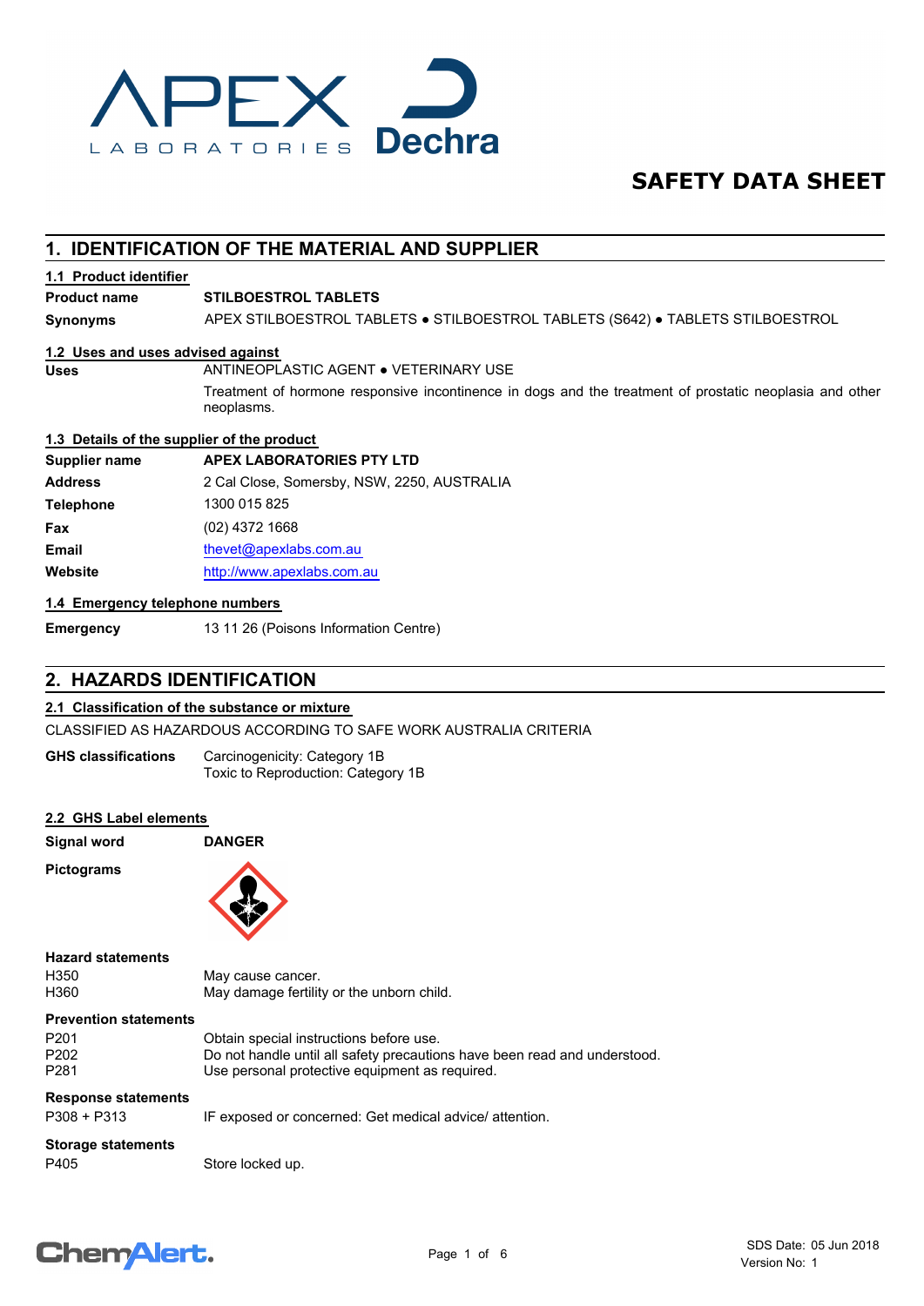# SAFETY DATA SHEET

## 1. IDENTIFICATION OF THE MATERIAL AND SUPPLIER

### 1.1 Product identifier

| | |
|---|---|
| **Product name** | **STILBOESTROL TABLETS** |
| **Synonyms** | APEX STILBOESTROL TABLETS ● STILBOESTROL TABLETS (S642) ● TABLETS STILBOESTROL |

### 1.2 Uses and uses advised against

| | |
|---|---|
| **Uses** | ANTINEOPLASTIC AGENT ● VETERINARY USE<br>Treatment of hormone responsive incontinence in dogs and the treatment of prostatic neoplasia and other neoplasms. |

### 1.3 Details of the supplier of the product

| | |
|---|---|
| **Supplier name** | **APEX LABORATORIES PTY LTD** |
| **Address** | 2 Cal Close, Somersby, NSW, 2250, AUSTRALIA |
| **Telephone** | 1300 015 825 |
| **Fax** | (02) 4372 1668 |
| **Email** | thevet@apexlabs.com.au |
| **Website** | http://www.apexlabs.com.au |

### 1.4 Emergency telephone numbers

| | |
|---|---|
| **Emergency** | 13 11 26 (Poisons Information Centre) |

## 2. HAZARDS IDENTIFICATION

### 2.1 Classification of the substance or mixture

CLASSIFIED AS HAZARDOUS ACCORDING TO SAFE WORK AUSTRALIA CRITERIA

| | |
|---|---|
| **GHS classifications** | Carcinogenicity: Category 1B<br>Toxic to Reproduction: Category 1B |

### 2.2 GHS Label elements

| | |
|---|---|
| **Signal word** | **DANGER** |
| **Pictograms** | |

**Hazard statements**

| | |
|---|---|
| H350 | May cause cancer. |
| H360 | May damage fertility or the unborn child. |

**Prevention statements**

| | |
|---|---|
| P201 | Obtain special instructions before use. |
| P202 | Do not handle until all safety precautions have been read and understood. |
| P281 | Use personal protective equipment as required. |

**Response statements**

| | |
|---|---|
| P308 + P313 | IF exposed or concerned: Get medical advice/ attention. |

**Storage statements**

| | |
|---|---|
| P405 | Store locked up. |

SDS Date: 05 Jun 2018
Version No: 1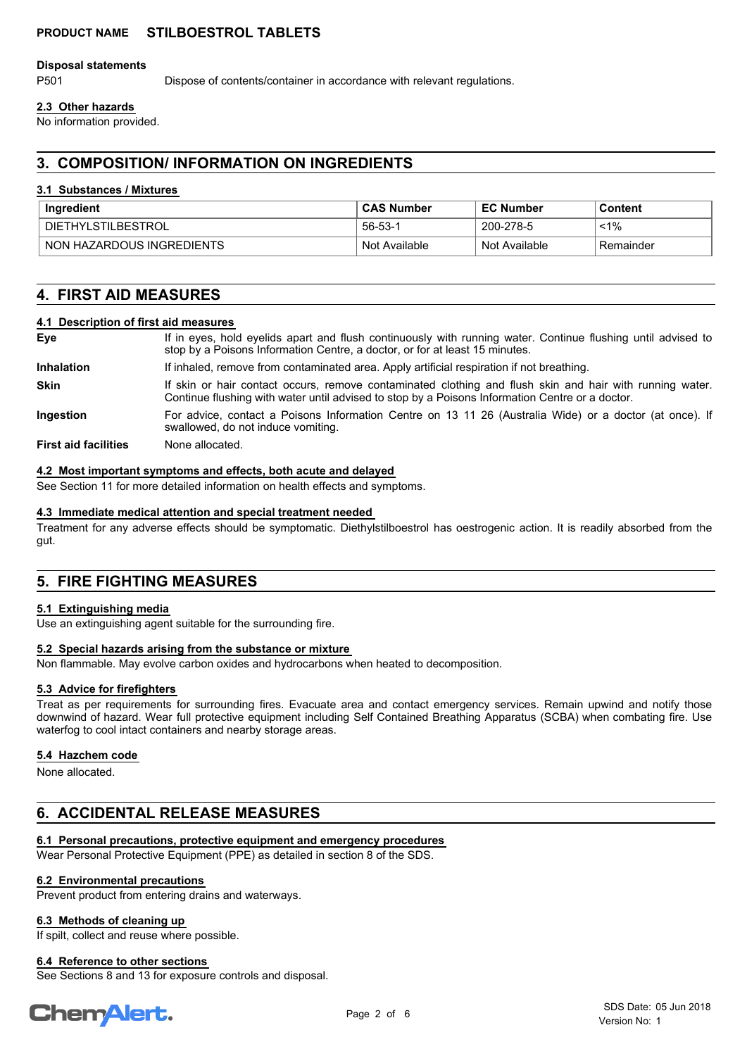#### Disposal statements

P501 Dispose of contents/container in accordance with relevant regulations.

### 2.3 Other hazards

No information provided.

## 3. COMPOSITION/ INFORMATION ON INGREDIENTS

### 3.1 Substances / Mixtures

| Ingredient | CAS Number | EC Number | Content |
|---|---|---|---|
| DIETHYLSTILBESTROL | 56-53-1 | 200-278-5 | <1% |
| NON HAZARDOUS INGREDIENTS | Not Available | Not Available | Remainder |

## 4. FIRST AID MEASURES

### 4.1 Description of first aid measures

**Eye** If in eyes, hold eyelids apart and flush continuously with running water. Continue flushing until advised to stop by a Poisons Information Centre, a doctor, or for at least 15 minutes.

**Inhalation** If inhaled, remove from contaminated area. Apply artificial respiration if not breathing.

**Skin** If skin or hair contact occurs, remove contaminated clothing and flush skin and hair with running water. Continue flushing with water until advised to stop by a Poisons Information Centre or a doctor.

**Ingestion** For advice, contact a Poisons Information Centre on 13 11 26 (Australia Wide) or a doctor (at once). If swallowed, do not induce vomiting.

**First aid facilities** None allocated.

### 4.2 Most important symptoms and effects, both acute and delayed

See Section 11 for more detailed information on health effects and symptoms.

### 4.3 Immediate medical attention and special treatment needed

Treatment for any adverse effects should be symptomatic. Diethylstilboestrol has oestrogenic action. It is readily absorbed from the gut.

## 5. FIRE FIGHTING MEASURES

### 5.1 Extinguishing media

Use an extinguishing agent suitable for the surrounding fire.

### 5.2 Special hazards arising from the substance or mixture

Non flammable. May evolve carbon oxides and hydrocarbons when heated to decomposition.

### 5.3 Advice for firefighters

Treat as per requirements for surrounding fires. Evacuate area and contact emergency services. Remain upwind and notify those downwind of hazard. Wear full protective equipment including Self Contained Breathing Apparatus (SCBA) when combating fire. Use waterfog to cool intact containers and nearby storage areas.

### 5.4 Hazchem code

None allocated.

## 6. ACCIDENTAL RELEASE MEASURES

### 6.1 Personal precautions, protective equipment and emergency procedures

Wear Personal Protective Equipment (PPE) as detailed in section 8 of the SDS.

### 6.2 Environmental precautions

Prevent product from entering drains and waterways.

### 6.3 Methods of cleaning up

If spilt, collect and reuse where possible.

### 6.4 Reference to other sections

See Sections 8 and 13 for exposure controls and disposal.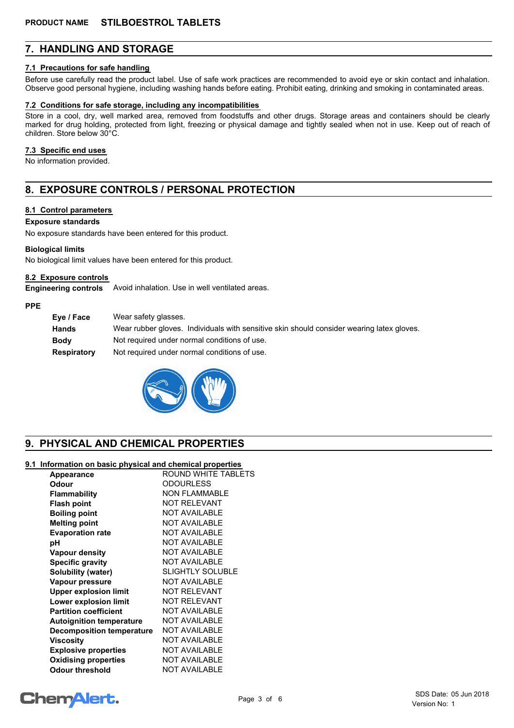## 7. HANDLING AND STORAGE

### 7.1 Precautions for safe handling

Before use carefully read the product label. Use of safe work practices are recommended to avoid eye or skin contact and inhalation. Observe good personal hygiene, including washing hands before eating. Prohibit eating, drinking and smoking in contaminated areas.

### 7.2 Conditions for safe storage, including any incompatibilities

Store in a cool, dry, well marked area, removed from foodstuffs and other drugs. Storage areas and containers should be clearly marked for drug holding, protected from light, freezing or physical damage and tightly sealed when not in use. Keep out of reach of children. Store below 30°C.

### 7.3 Specific end uses

No information provided.

## 8. EXPOSURE CONTROLS / PERSONAL PROTECTION

### 8.1 Control parameters

**Exposure standards**

No exposure standards have been entered for this product.

**Biological limits**

No biological limit values have been entered for this product.

### 8.2 Exposure controls

**Engineering controls** Avoid inhalation. Use in well ventilated areas.

**PPE**

| | |
|---|---|
| **Eye / Face** | Wear safety glasses. |
| **Hands** | Wear rubber gloves. Individuals with sensitive skin should consider wearing latex gloves. |
| **Body** | Not required under normal conditions of use. |
| **Respiratory** | Not required under normal conditions of use. |

## 9. PHYSICAL AND CHEMICAL PROPERTIES

### 9.1 Information on basic physical and chemical properties

| | |
|---|---|
| **Appearance** | ROUND WHITE TABLETS |
| **Odour** | ODOURLESS |
| **Flammability** | NON FLAMMABLE |
| **Flash point** | NOT RELEVANT |
| **Boiling point** | NOT AVAILABLE |
| **Melting point** | NOT AVAILABLE |
| **Evaporation rate** | NOT AVAILABLE |
| **pH** | NOT AVAILABLE |
| **Vapour density** | NOT AVAILABLE |
| **Specific gravity** | NOT AVAILABLE |
| **Solubility (water)** | SLIGHTLY SOLUBLE |
| **Vapour pressure** | NOT AVAILABLE |
| **Upper explosion limit** | NOT RELEVANT |
| **Lower explosion limit** | NOT RELEVANT |
| **Partition coefficient** | NOT AVAILABLE |
| **Autoignition temperature** | NOT AVAILABLE |
| **Decomposition temperature** | NOT AVAILABLE |
| **Viscosity** | NOT AVAILABLE |
| **Explosive properties** | NOT AVAILABLE |
| **Oxidising properties** | NOT AVAILABLE |
| **Odour threshold** | NOT AVAILABLE |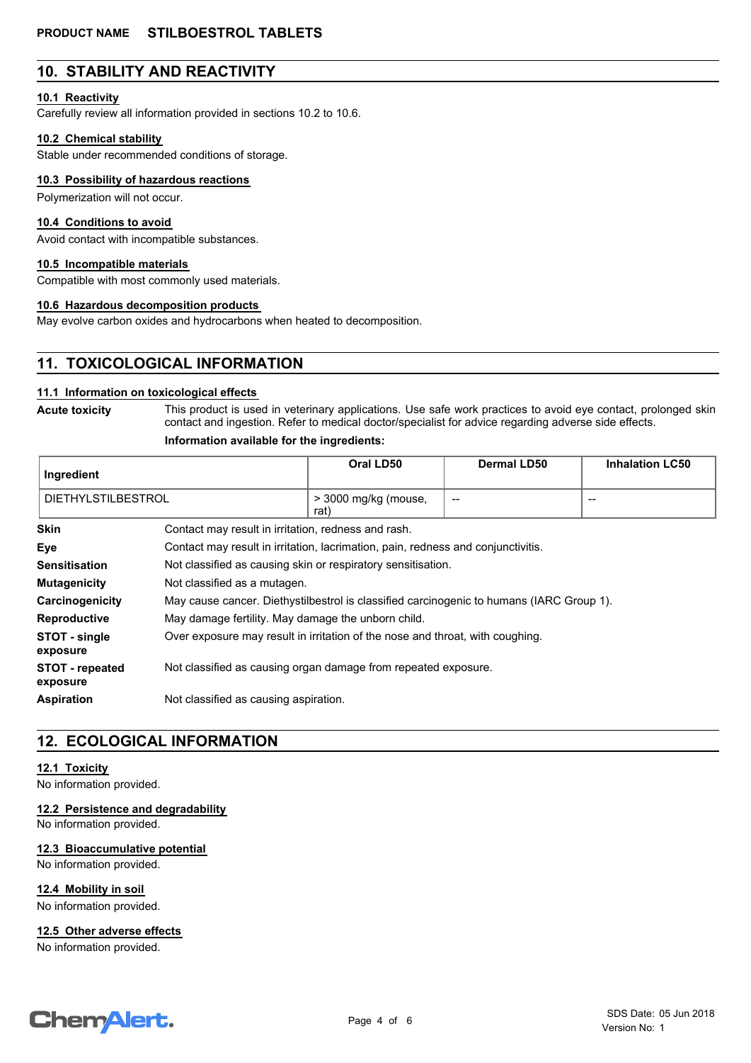## 10. STABILITY AND REACTIVITY

### 10.1 Reactivity

Carefully review all information provided in sections 10.2 to 10.6.

### 10.2 Chemical stability

Stable under recommended conditions of storage.

### 10.3 Possibility of hazardous reactions

Polymerization will not occur.

### 10.4 Conditions to avoid

Avoid contact with incompatible substances.

### 10.5 Incompatible materials

Compatible with most commonly used materials.

### 10.6 Hazardous decomposition products

May evolve carbon oxides and hydrocarbons when heated to decomposition.

## 11. TOXICOLOGICAL INFORMATION

### 11.1 Information on toxicological effects

**Acute toxicity** This product is used in veterinary applications. Use safe work practices to avoid eye contact, prolonged skin contact and ingestion. Refer to medical doctor/specialist for advice regarding adverse side effects.

**Information available for the ingredients:**

| Ingredient | Oral LD50 | Dermal LD50 | Inhalation LC50 |
|---|---|---|---|
| DIETHYLSTILBESTROL | > 3000 mg/kg (mouse, rat) | -- | -- |

**Skin** Contact may result in irritation, redness and rash.

**Eye** Contact may result in irritation, lacrimation, pain, redness and conjunctivitis.

**Sensitisation** Not classified as causing skin or respiratory sensitisation.

**Mutagenicity** Not classified as a mutagen.

**Carcinogenicity** May cause cancer. Diethystilbestrol is classified carcinogenic to humans (IARC Group 1).

**Reproductive** May damage fertility. May damage the unborn child.

**STOT - single exposure** Over exposure may result in irritation of the nose and throat, with coughing.

**STOT - repeated exposure** Not classified as causing organ damage from repeated exposure.

**Aspiration** Not classified as causing aspiration.

## 12. ECOLOGICAL INFORMATION

### 12.1 Toxicity

No information provided.

### 12.2 Persistence and degradability

No information provided.

### 12.3 Bioaccumulative potential

No information provided.

### 12.4 Mobility in soil

No information provided.

### 12.5 Other adverse effects

No information provided.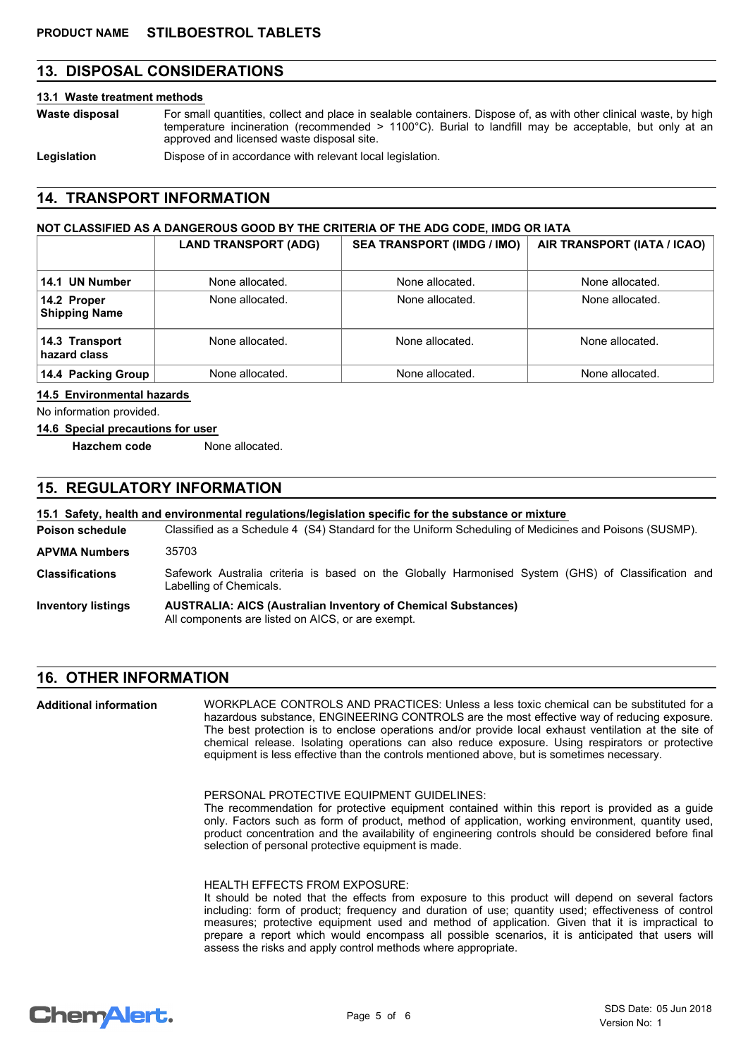**PRODUCT NAME STILBOESTROL TABLETS**

## 13. DISPOSAL CONSIDERATIONS

### 13.1 Waste treatment methods

**Waste disposal** For small quantities, collect and place in sealable containers. Dispose of, as with other clinical waste, by high temperature incineration (recommended > 1100°C). Burial to landfill may be acceptable, but only at an approved and licensed waste disposal site.

**Legislation** Dispose of in accordance with relevant local legislation.

## 14. TRANSPORT INFORMATION

**NOT CLASSIFIED AS A DANGEROUS GOOD BY THE CRITERIA OF THE ADG CODE, IMDG OR IATA**

| | LAND TRANSPORT (ADG) | SEA TRANSPORT (IMDG / IMO) | AIR TRANSPORT (IATA / ICAO) |
|---|---|---|---|
| **14.1 UN Number** | None allocated. | None allocated. | None allocated. |
| **14.2 Proper Shipping Name** | None allocated. | None allocated. | None allocated. |
| **14.3 Transport hazard class** | None allocated. | None allocated. | None allocated. |
| **14.4 Packing Group** | None allocated. | None allocated. | None allocated. |

### 14.5 Environmental hazards

No information provided.

### 14.6 Special precautions for user

**Hazchem code** None allocated.

## 15. REGULATORY INFORMATION

### 15.1 Safety, health and environmental regulations/legislation specific for the substance or mixture

**Poison schedule** Classified as a Schedule 4 (S4) Standard for the Uniform Scheduling of Medicines and Poisons (SUSMP).

**APVMA Numbers** 35703

**Classifications** Safework Australia criteria is based on the Globally Harmonised System (GHS) of Classification and Labelling of Chemicals.

**Inventory listings** **AUSTRALIA: AICS (Australian Inventory of Chemical Substances)**
All components are listed on AICS, or are exempt.

## 16. OTHER INFORMATION

**Additional information** WORKPLACE CONTROLS AND PRACTICES: Unless a less toxic chemical can be substituted for a hazardous substance, ENGINEERING CONTROLS are the most effective way of reducing exposure. The best protection is to enclose operations and/or provide local exhaust ventilation at the site of chemical release. Isolating operations can also reduce exposure. Using respirators or protective equipment is less effective than the controls mentioned above, but is sometimes necessary.

PERSONAL PROTECTIVE EQUIPMENT GUIDELINES:
The recommendation for protective equipment contained within this report is provided as a guide only. Factors such as form of product, method of application, working environment, quantity used, product concentration and the availability of engineering controls should be considered before final selection of personal protective equipment is made.

HEALTH EFFECTS FROM EXPOSURE:
It should be noted that the effects from exposure to this product will depend on several factors including: form of product; frequency and duration of use; quantity used; effectiveness of control measures; protective equipment used and method of application. Given that it is impractical to prepare a report which would encompass all possible scenarios, it is anticipated that users will assess the risks and apply control methods where appropriate.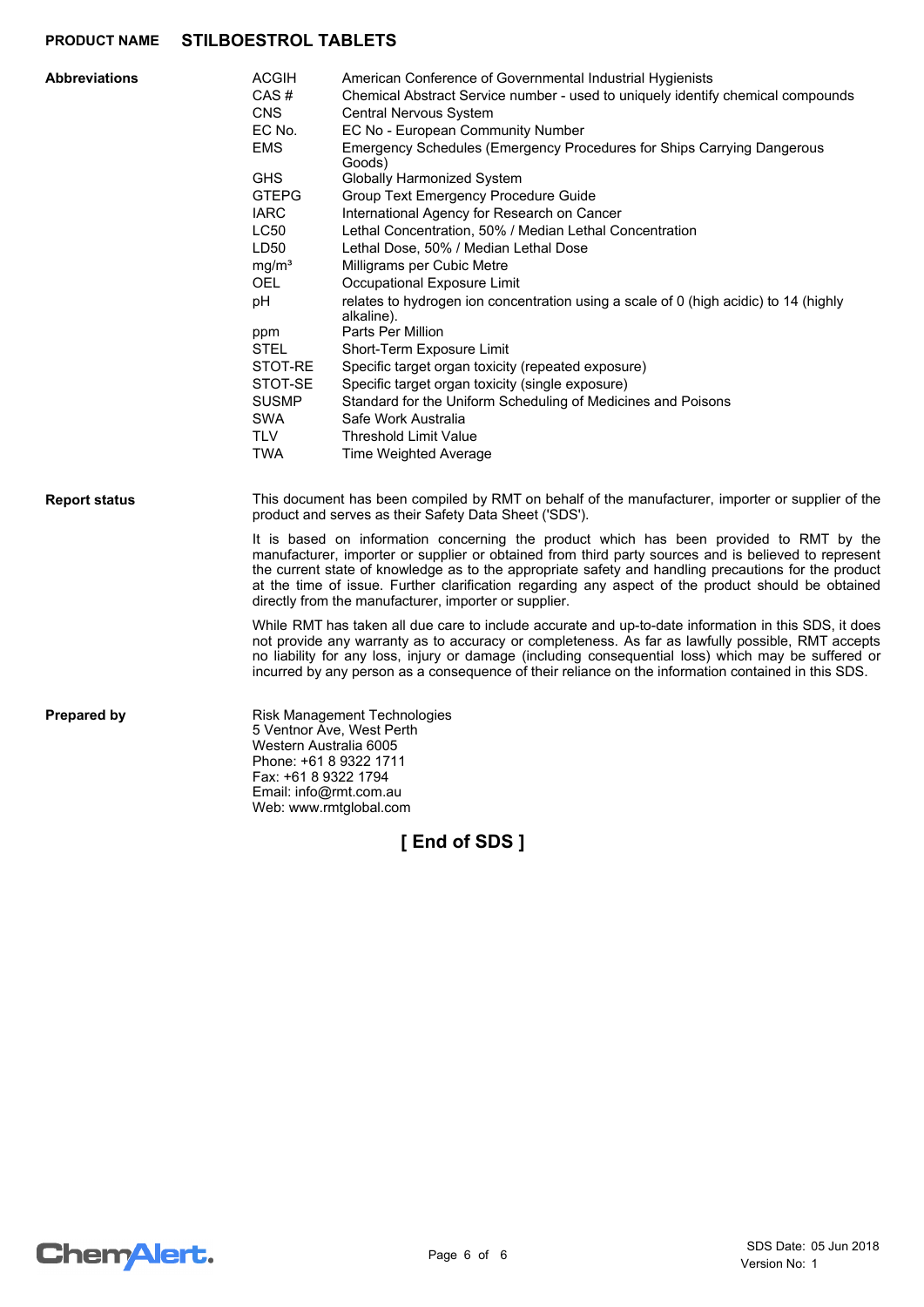**PRODUCT NAME** **STILBOESTROL TABLETS**

**Abbreviations**

| | |
|---|---|
| ACGIH | American Conference of Governmental Industrial Hygienists |
| CAS # | Chemical Abstract Service number - used to uniquely identify chemical compounds |
| CNS | Central Nervous System |
| EC No. | EC No - European Community Number |
| EMS | Emergency Schedules (Emergency Procedures for Ships Carrying Dangerous Goods) |
| GHS | Globally Harmonized System |
| GTEPG | Group Text Emergency Procedure Guide |
| IARC | International Agency for Research on Cancer |
| LC50 | Lethal Concentration, 50% / Median Lethal Concentration |
| LD50 | Lethal Dose, 50% / Median Lethal Dose |
| mg/m³ | Milligrams per Cubic Metre |
| OEL | Occupational Exposure Limit |
| pH | relates to hydrogen ion concentration using a scale of 0 (high acidic) to 14 (highly alkaline). |
| ppm | Parts Per Million |
| STEL | Short-Term Exposure Limit |
| STOT-RE | Specific target organ toxicity (repeated exposure) |
| STOT-SE | Specific target organ toxicity (single exposure) |
| SUSMP | Standard for the Uniform Scheduling of Medicines and Poisons |
| SWA | Safe Work Australia |
| TLV | Threshold Limit Value |
| TWA | Time Weighted Average |

**Report status**

This document has been compiled by RMT on behalf of the manufacturer, importer or supplier of the product and serves as their Safety Data Sheet ('SDS').

It is based on information concerning the product which has been provided to RMT by the manufacturer, importer or supplier or obtained from third party sources and is believed to represent the current state of knowledge as to the appropriate safety and handling precautions for the product at the time of issue. Further clarification regarding any aspect of the product should be obtained directly from the manufacturer, importer or supplier.

While RMT has taken all due care to include accurate and up-to-date information in this SDS, it does not provide any warranty as to accuracy or completeness. As far as lawfully possible, RMT accepts no liability for any loss, injury or damage (including consequential loss) which may be suffered or incurred by any person as a consequence of their reliance on the information contained in this SDS.

**Prepared by**

Risk Management Technologies
5 Ventnor Ave, West Perth
Western Australia 6005
Phone: +61 8 9322 1711
Fax: +61 8 9322 1794
Email: info@rmt.com.au
Web: www.rmtglobal.com

**[ End of SDS ]**

SDS Date: 05 Jun 2018
Version No: 1